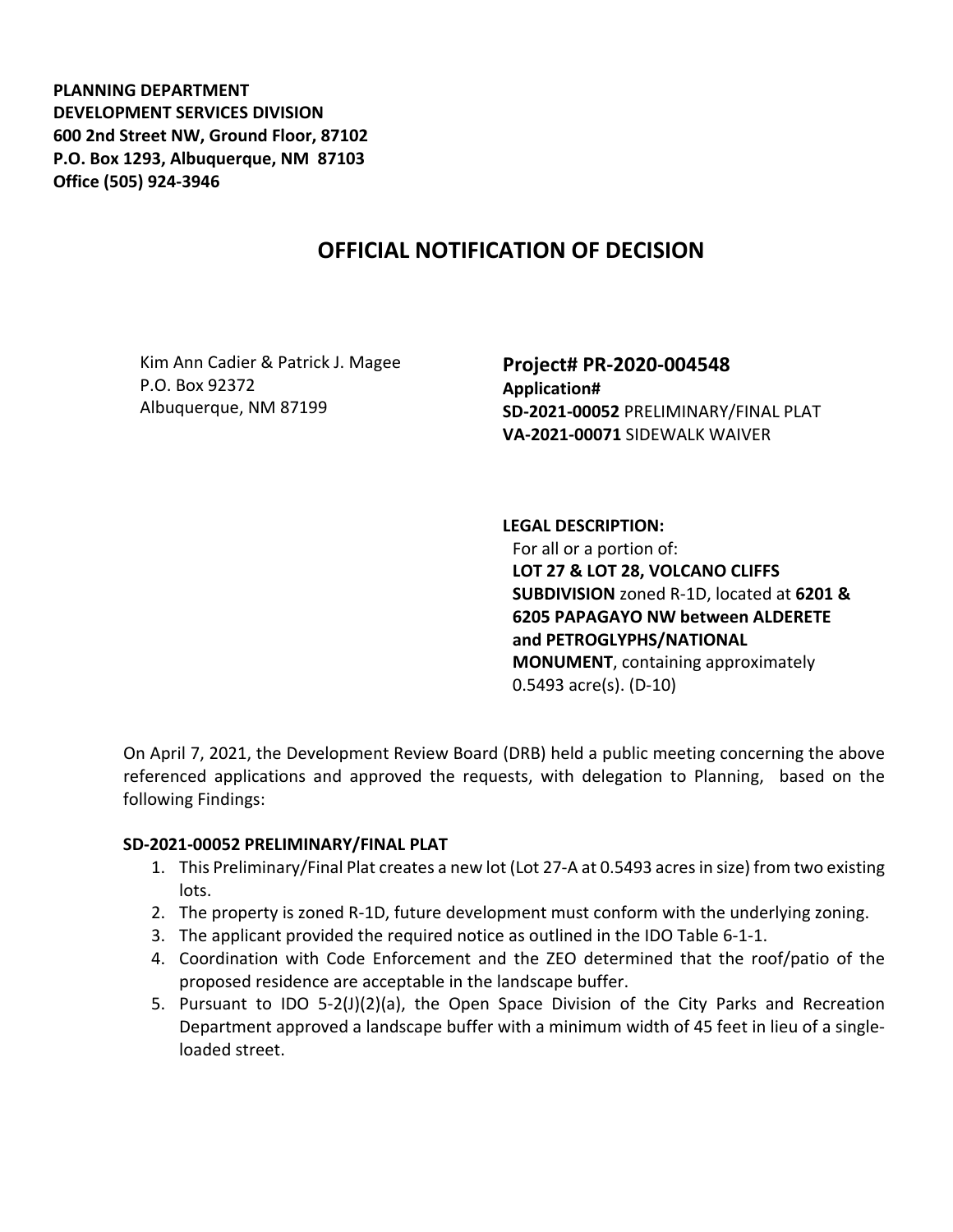**PLANNING DEPARTMENT**
**DEVELOPMENT SERVICES DIVISION**
**600 2nd Street NW, Ground Floor, 87102**
**P.O. Box 1293, Albuquerque, NM 87103**
**Office (505) 924-3946**

# OFFICIAL NOTIFICATION OF DECISION

Kim Ann Cadier & Patrick J. Magee
P.O. Box 92372
Albuquerque, NM 87199

**Project# PR-2020-004548**
**Application#**
**SD-2021-00052** PRELIMINARY/FINAL PLAT
**VA-2021-00071** SIDEWALK WAIVER

**LEGAL DESCRIPTION:**
For all or a portion of:
**LOT 27 & LOT 28, VOLCANO CLIFFS SUBDIVISION** zoned R-1D, located at **6201 & 6205 PAPAGAYO NW between ALDERETE and PETROGLYPHS/NATIONAL MONUMENT**, containing approximately 0.5493 acre(s). (D-10)

On April 7, 2021, the Development Review Board (DRB) held a public meeting concerning the above referenced applications and approved the requests, with delegation to Planning, based on the following Findings:

**SD-2021-00052 PRELIMINARY/FINAL PLAT**

1. This Preliminary/Final Plat creates a new lot (Lot 27-A at 0.5493 acres in size) from two existing lots.
2. The property is zoned R-1D, future development must conform with the underlying zoning.
3. The applicant provided the required notice as outlined in the IDO Table 6-1-1.
4. Coordination with Code Enforcement and the ZEO determined that the roof/patio of the proposed residence are acceptable in the landscape buffer.
5. Pursuant to IDO 5-2(J)(2)(a), the Open Space Division of the City Parks and Recreation Department approved a landscape buffer with a minimum width of 45 feet in lieu of a single-loaded street.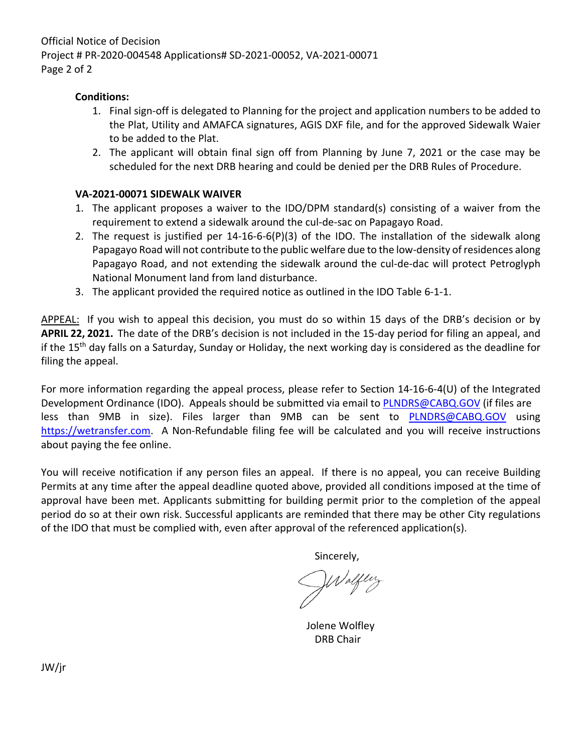**Conditions:**

1. Final sign-off is delegated to Planning for the project and application numbers to be added to the Plat, Utility and AMAFCA signatures, AGIS DXF file, and for the approved Sidewalk Waier to be added to the Plat.
2. The applicant will obtain final sign off from Planning by June 7, 2021 or the case may be scheduled for the next DRB hearing and could be denied per the DRB Rules of Procedure.

**VA-2021-00071 SIDEWALK WAIVER**

1. The applicant proposes a waiver to the IDO/DPM standard(s) consisting of a waiver from the requirement to extend a sidewalk around the cul-de-sac on Papagayo Road.
2. The request is justified per 14-16-6-6(P)(3) of the IDO. The installation of the sidewalk along Papagayo Road will not contribute to the public welfare due to the low-density of residences along Papagayo Road, and not extending the sidewalk around the cul-de-dac will protect Petroglyph National Monument land from land disturbance.
3. The applicant provided the required notice as outlined in the IDO Table 6-1-1.

APPEAL: If you wish to appeal this decision, you must do so within 15 days of the DRB's decision or by **APRIL 22, 2021.** The date of the DRB's decision is not included in the 15-day period for filing an appeal, and if the 15th day falls on a Saturday, Sunday or Holiday, the next working day is considered as the deadline for filing the appeal.

For more information regarding the appeal process, please refer to Section 14-16-6-4(U) of the Integrated Development Ordinance (IDO). Appeals should be submitted via email to PLNDRS@CABQ.GOV (if files are less than 9MB in size). Files larger than 9MB can be sent to PLNDRS@CABQ.GOV using https://wetransfer.com. A Non-Refundable filing fee will be calculated and you will receive instructions about paying the fee online.

You will receive notification if any person files an appeal. If there is no appeal, you can receive Building Permits at any time after the appeal deadline quoted above, provided all conditions imposed at the time of approval have been met. Applicants submitting for building permit prior to the completion of the appeal period do so at their own risk. Successful applicants are reminded that there may be other City regulations of the IDO that must be complied with, even after approval of the referenced application(s).

Sincerely,

Jolene Wolfley
DRB Chair

JW/jr